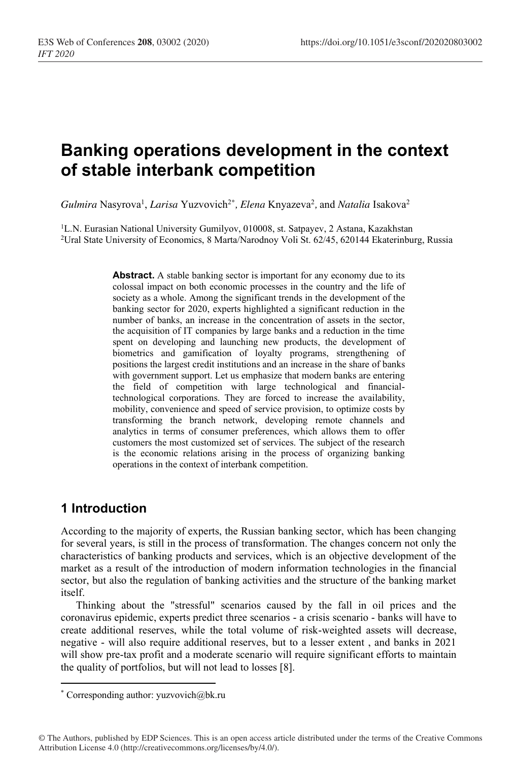# Banking operations development in the context of stable interbank competition

*Gulmira* Nasyrova[1], *Larisa* Yuzvovich[2*], *Elena* Knyazeva[2], and *Natalia* Isakova[2]

[1]L.N. Eurasian National University Gumilyov, 010008, st. Satpayev, 2 Astana, Kazakhstan
[2]Ural State University of Economics, 8 Marta/Narodnoy Voli St. 62/45, 620144 Ekaterinburg, Russia

**Abstract.** A stable banking sector is important for any economy due to its colossal impact on both economic processes in the country and the life of society as a whole. Among the significant trends in the development of the banking sector for 2020, experts highlighted a significant reduction in the number of banks, an increase in the concentration of assets in the sector, the acquisition of IT companies by large banks and a reduction in the time spent on developing and launching new products, the development of biometrics and gamification of loyalty programs, strengthening of positions the largest credit institutions and an increase in the share of banks with government support. Let us emphasize that modern banks are entering the field of competition with large technological and financial-technological corporations. They are forced to increase the availability, mobility, convenience and speed of service provision, to optimize costs by transforming the branch network, developing remote channels and analytics in terms of consumer preferences, which allows them to offer customers the most customized set of services. The subject of the research is the economic relations arising in the process of organizing banking operations in the context of interbank competition.

## 1 Introduction

According to the majority of experts, the Russian banking sector, which has been changing for several years, is still in the process of transformation. The changes concern not only the characteristics of banking products and services, which is an objective development of the market as a result of the introduction of modern information technologies in the financial sector, but also the regulation of banking activities and the structure of the banking market itself.

Thinking about the "stressful" scenarios caused by the fall in oil prices and the coronavirus epidemic, experts predict three scenarios - a crisis scenario - banks will have to create additional reserves, while the total volume of risk-weighted assets will decrease, negative - will also require additional reserves, but to a lesser extent , and banks in 2021 will show pre-tax profit and a moderate scenario will require significant efforts to maintain the quality of portfolios, but will not lead to losses [8].

[*] Corresponding author: yuzvovich@bk.ru

© The Authors, published by EDP Sciences. This is an open access article distributed under the terms of the Creative Commons Attribution License 4.0 (http://creativecommons.org/licenses/by/4.0/).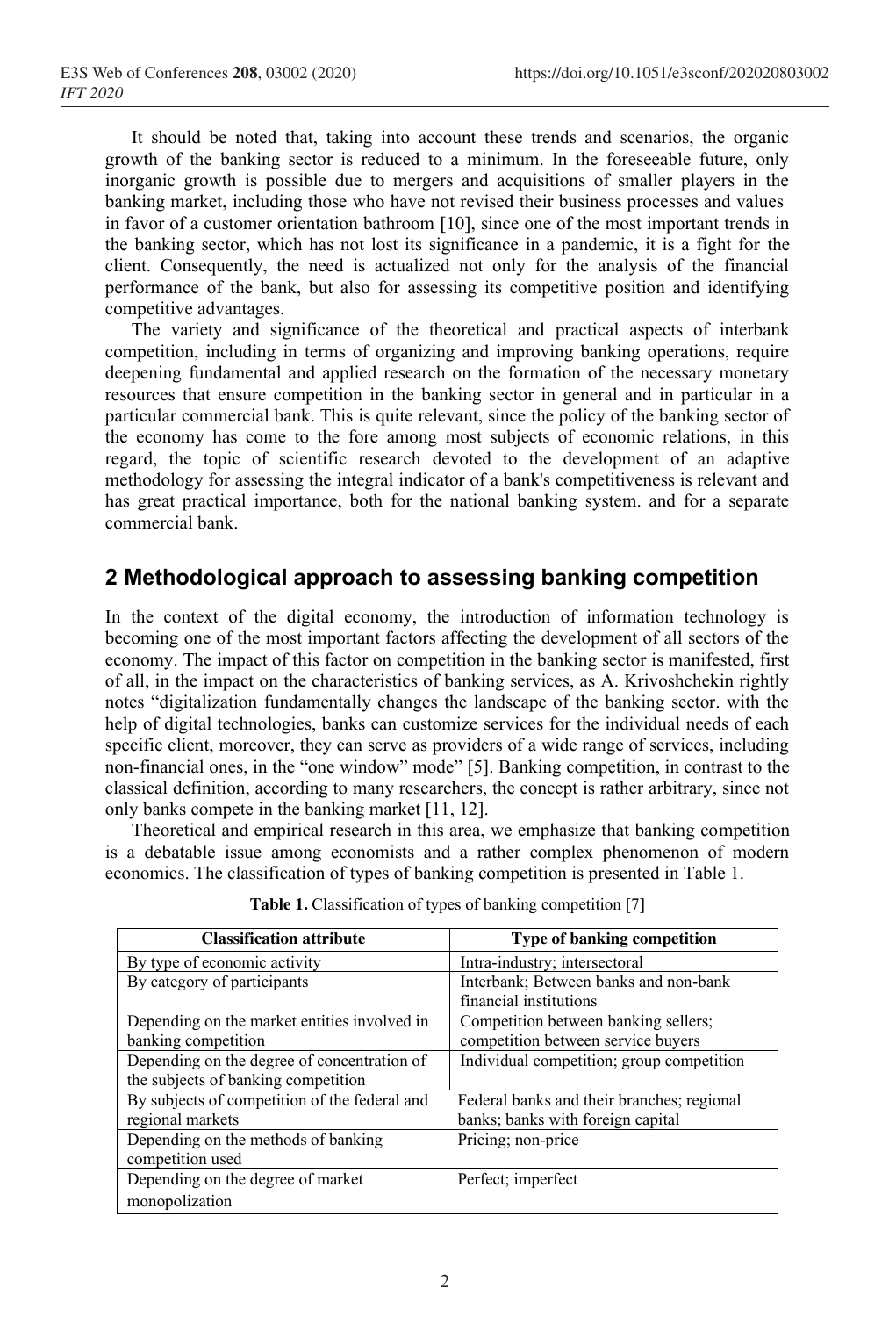It should be noted that, taking into account these trends and scenarios, the organic growth of the banking sector is reduced to a minimum. In the foreseeable future, only inorganic growth is possible due to mergers and acquisitions of smaller players in the banking market, including those who have not revised their business processes and values in favor of a customer orientation bathroom [10], since one of the most important trends in the banking sector, which has not lost its significance in a pandemic, it is a fight for the client. Consequently, the need is actualized not only for the analysis of the financial performance of the bank, but also for assessing its competitive position and identifying competitive advantages.

The variety and significance of the theoretical and practical aspects of interbank competition, including in terms of organizing and improving banking operations, require deepening fundamental and applied research on the formation of the necessary monetary resources that ensure competition in the banking sector in general and in particular in a particular commercial bank. This is quite relevant, since the policy of the banking sector of the economy has come to the fore among most subjects of economic relations, in this regard, the topic of scientific research devoted to the development of an adaptive methodology for assessing the integral indicator of a bank's competitiveness is relevant and has great practical importance, both for the national banking system. and for a separate commercial bank.

## 2 Methodological approach to assessing banking competition

In the context of the digital economy, the introduction of information technology is becoming one of the most important factors affecting the development of all sectors of the economy. The impact of this factor on competition in the banking sector is manifested, first of all, in the impact on the characteristics of banking services, as A. Krivoshchekin rightly notes "digitalization fundamentally changes the landscape of the banking sector. with the help of digital technologies, banks can customize services for the individual needs of each specific client, moreover, they can serve as providers of a wide range of services, including non-financial ones, in the "one window" mode" [5]. Banking competition, in contrast to the classical definition, according to many researchers, the concept is rather arbitrary, since not only banks compete in the banking market [11, 12].

Theoretical and empirical research in this area, we emphasize that banking competition is a debatable issue among economists and a rather complex phenomenon of modern economics. The classification of types of banking competition is presented in Table 1.

**Table 1.** Classification of types of banking competition [7]

| Classification attribute | Type of banking competition |
|---|---|
| By type of economic activity | Intra-industry; intersectoral |
| By category of participants | Interbank; Between banks and non-bank financial institutions |
| Depending on the market entities involved in banking competition | Competition between banking sellers; competition between service buyers |
| Depending on the degree of concentration of the subjects of banking competition | Individual competition; group competition |
| By subjects of competition of the federal and regional markets | Federal banks and their branches; regional banks; banks with foreign capital |
| Depending on the methods of banking competition used | Pricing; non-price |
| Depending on the degree of market monopolization | Perfect; imperfect |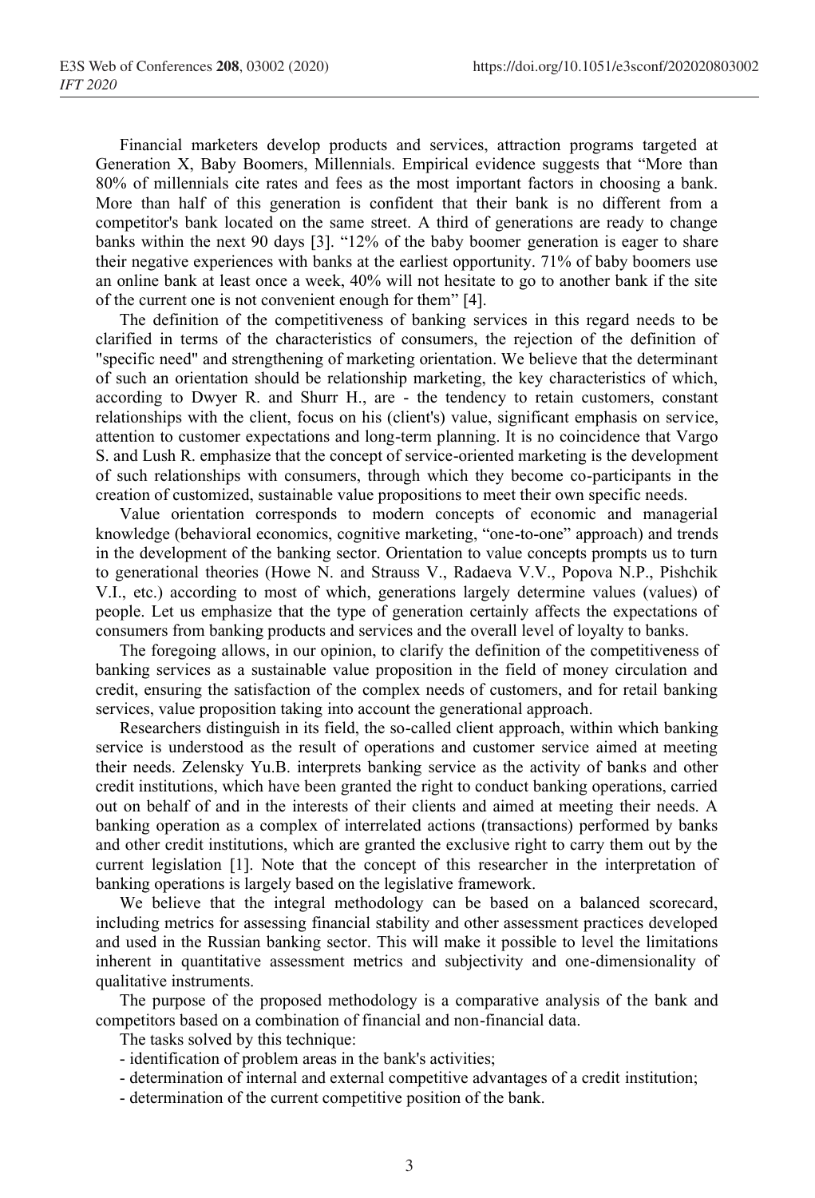Financial marketers develop products and services, attraction programs targeted at Generation X, Baby Boomers, Millennials. Empirical evidence suggests that "More than 80% of millennials cite rates and fees as the most important factors in choosing a bank. More than half of this generation is confident that their bank is no different from a competitor's bank located on the same street. A third of generations are ready to change banks within the next 90 days [3]. "12% of the baby boomer generation is eager to share their negative experiences with banks at the earliest opportunity. 71% of baby boomers use an online bank at least once a week, 40% will not hesitate to go to another bank if the site of the current one is not convenient enough for them" [4].

The definition of the competitiveness of banking services in this regard needs to be clarified in terms of the characteristics of consumers, the rejection of the definition of "specific need" and strengthening of marketing orientation. We believe that the determinant of such an orientation should be relationship marketing, the key characteristics of which, according to Dwyer R. and Shurr H., are - the tendency to retain customers, constant relationships with the client, focus on his (client's) value, significant emphasis on service, attention to customer expectations and long-term planning. It is no coincidence that Vargo S. and Lush R. emphasize that the concept of service-oriented marketing is the development of such relationships with consumers, through which they become co-participants in the creation of customized, sustainable value propositions to meet their own specific needs.

Value orientation corresponds to modern concepts of economic and managerial knowledge (behavioral economics, cognitive marketing, "one-to-one" approach) and trends in the development of the banking sector. Orientation to value concepts prompts us to turn to generational theories (Howe N. and Strauss V., Radaeva V.V., Popova N.P., Pishchik V.I., etc.) according to most of which, generations largely determine values (values) of people. Let us emphasize that the type of generation certainly affects the expectations of consumers from banking products and services and the overall level of loyalty to banks.

The foregoing allows, in our opinion, to clarify the definition of the competitiveness of banking services as a sustainable value proposition in the field of money circulation and credit, ensuring the satisfaction of the complex needs of customers, and for retail banking services, value proposition taking into account the generational approach.

Researchers distinguish in its field, the so-called client approach, within which banking service is understood as the result of operations and customer service aimed at meeting their needs. Zelensky Yu.B. interprets banking service as the activity of banks and other credit institutions, which have been granted the right to conduct banking operations, carried out on behalf of and in the interests of their clients and aimed at meeting their needs. A banking operation as a complex of interrelated actions (transactions) performed by banks and other credit institutions, which are granted the exclusive right to carry them out by the current legislation [1]. Note that the concept of this researcher in the interpretation of banking operations is largely based on the legislative framework.

We believe that the integral methodology can be based on a balanced scorecard, including metrics for assessing financial stability and other assessment practices developed and used in the Russian banking sector. This will make it possible to level the limitations inherent in quantitative assessment metrics and subjectivity and one-dimensionality of qualitative instruments.

The purpose of the proposed methodology is a comparative analysis of the bank and competitors based on a combination of financial and non-financial data.

The tasks solved by this technique:

- identification of problem areas in the bank's activities;
- determination of internal and external competitive advantages of a credit institution;
- determination of the current competitive position of the bank.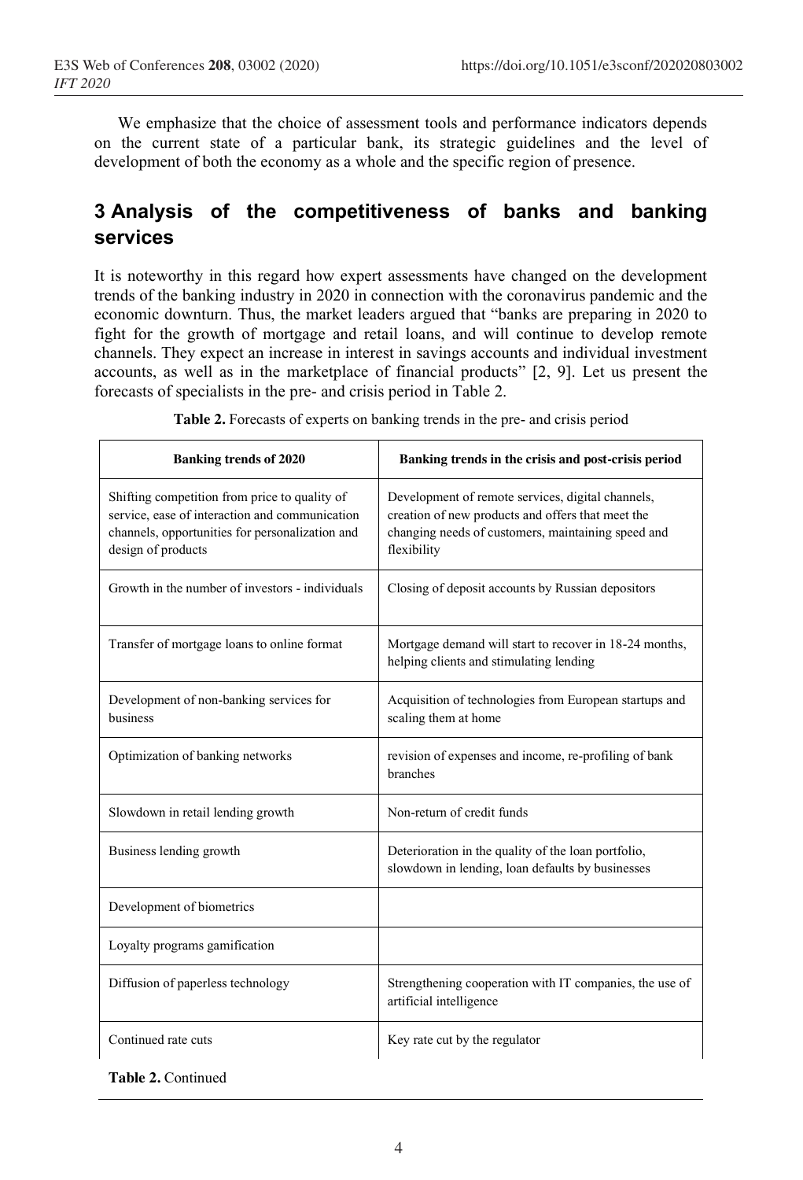We emphasize that the choice of assessment tools and performance indicators depends on the current state of a particular bank, its strategic guidelines and the level of development of both the economy as a whole and the specific region of presence.

## 3 Analysis of the competitiveness of banks and banking services

It is noteworthy in this regard how expert assessments have changed on the development trends of the banking industry in 2020 in connection with the coronavirus pandemic and the economic downturn. Thus, the market leaders argued that "banks are preparing in 2020 to fight for the growth of mortgage and retail loans, and will continue to develop remote channels. They expect an increase in interest in savings accounts and individual investment accounts, as well as in the marketplace of financial products" [2, 9]. Let us present the forecasts of specialists in the pre- and crisis period in Table 2.

**Table 2.** Forecasts of experts on banking trends in the pre- and crisis period

| Banking trends of 2020 | Banking trends in the crisis and post-crisis period |
|---|---|
| Shifting competition from price to quality of service, ease of interaction and communication channels, opportunities for personalization and design of products | Development of remote services, digital channels, creation of new products and offers that meet the changing needs of customers, maintaining speed and flexibility |
| Growth in the number of investors - individuals | Closing of deposit accounts by Russian depositors |
| Transfer of mortgage loans to online format | Mortgage demand will start to recover in 18-24 months, helping clients and stimulating lending |
| Development of non-banking services for business | Acquisition of technologies from European startups and scaling them at home |
| Optimization of banking networks | revision of expenses and income, re-profiling of bank branches |
| Slowdown in retail lending growth | Non-return of credit funds |
| Business lending growth | Deterioration in the quality of the loan portfolio, slowdown in lending, loan defaults by businesses |
| Development of biometrics | |
| Loyalty programs gamification | |
| Diffusion of paperless technology | Strengthening cooperation with IT companies, the use of artificial intelligence |
| Continued rate cuts | Key rate cut by the regulator |

**Table 2.** Continued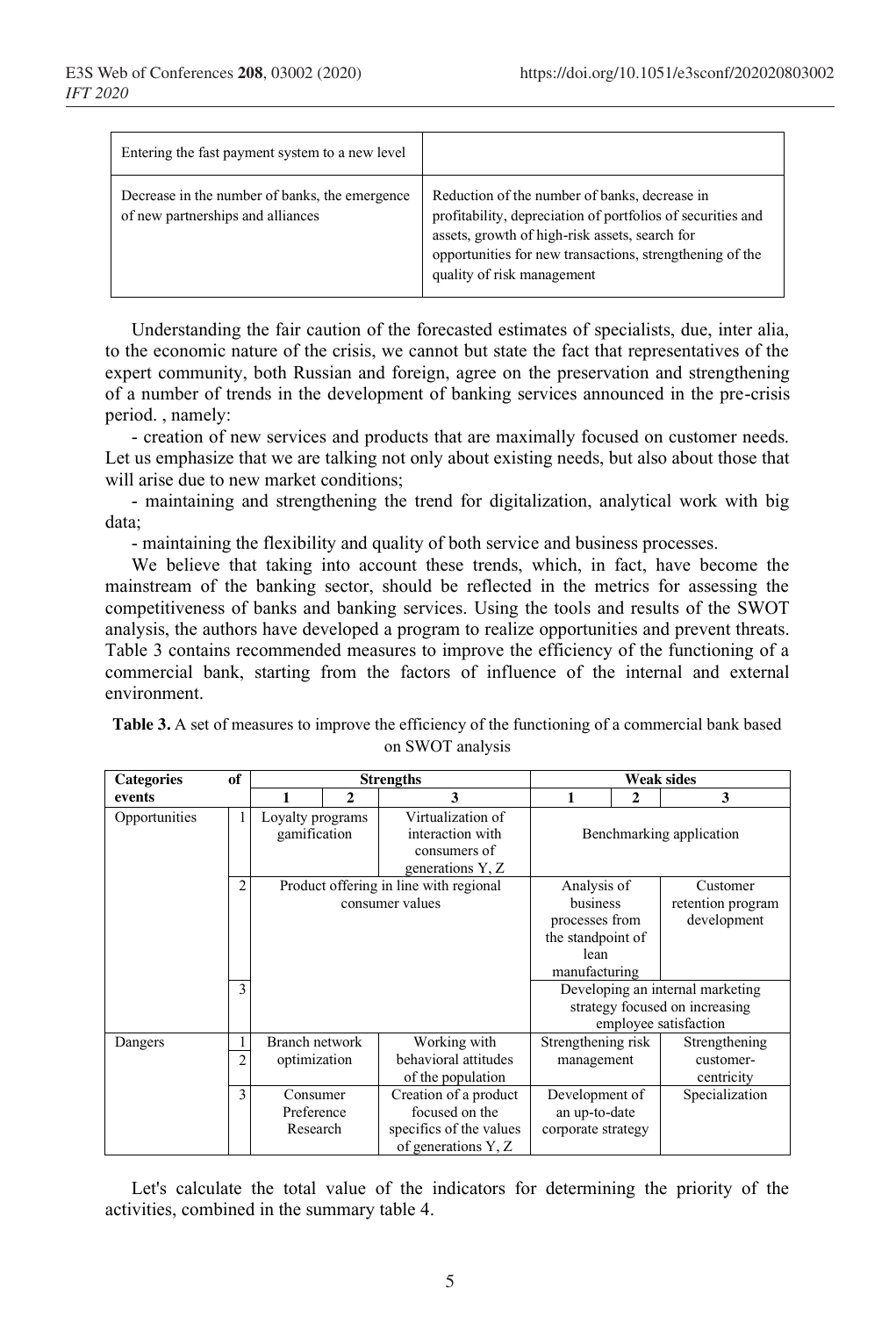| | |
|---|---|
| Entering the fast payment system to a new level | |
| Decrease in the number of banks, the emergence of new partnerships and alliances | Reduction of the number of banks, decrease in profitability, depreciation of portfolios of securities and assets, growth of high-risk assets, search for opportunities for new transactions, strengthening of the quality of risk management |

Understanding the fair caution of the forecasted estimates of specialists, due, inter alia, to the economic nature of the crisis, we cannot but state the fact that representatives of the expert community, both Russian and foreign, agree on the preservation and strengthening of a number of trends in the development of banking services announced in the pre-crisis period. , namely:

- creation of new services and products that are maximally focused on customer needs. Let us emphasize that we are talking not only about existing needs, but also about those that will arise due to new market conditions;
- maintaining and strengthening the trend for digitalization, analytical work with big data;
- maintaining the flexibility and quality of both service and business processes.

We believe that taking into account these trends, which, in fact, have become the mainstream of the banking sector, should be reflected in the metrics for assessing the competitiveness of banks and banking services. Using the tools and results of the SWOT analysis, the authors have developed a program to realize opportunities and prevent threats. Table 3 contains recommended measures to improve the efficiency of the functioning of a commercial bank, starting from the factors of influence of the internal and external environment.

**Table 3.** A set of measures to improve the efficiency of the functioning of a commercial bank based on SWOT analysis

| Categories of events | | Strengths | | | Weak sides | | |
|---|---|---|---|---|---|---|---|
| | | 1 | 2 | 3 | 1 | 2 | 3 |
| Opportunities | 1 | Loyalty programs gamification | | Virtualization of interaction with consumers of generations Y, Z | Benchmarking application | | |
| | 2 | Product offering in line with regional consumer values | | | Analysis of business processes from the standpoint of lean manufacturing | | Customer retention program development |
| | 3 | | | | Developing an internal marketing strategy focused on increasing employee satisfaction | | |
| Dangers | 1, 2 | Branch network optimization | | Working with behavioral attitudes of the population | Strengthening risk management | | Strengthening customer-centricity |
| | 3 | Consumer Preference Research | | Creation of a product focused on the specifics of the values of generations Y, Z | Development of an up-to-date corporate strategy | | Specialization |

Let's calculate the total value of the indicators for determining the priority of the activities, combined in the summary table 4.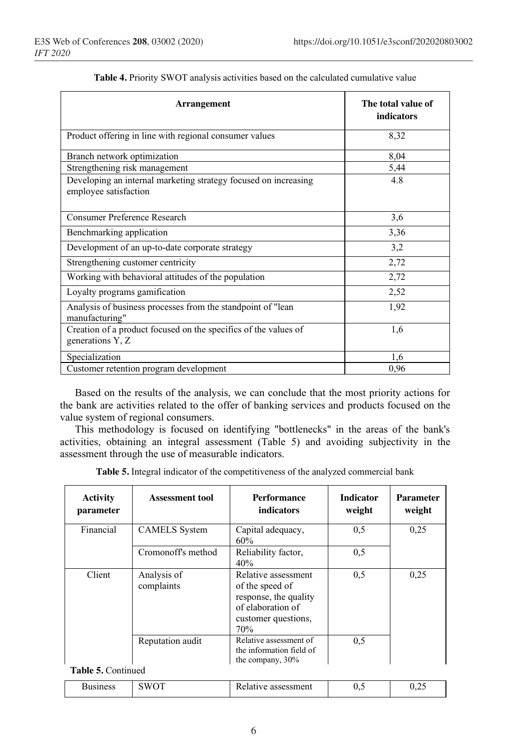**Table 4.** Priority SWOT analysis activities based on the calculated cumulative value

| Arrangement | The total value of indicators |
|---|---|
| Product offering in line with regional consumer values | 8,32 |
| Branch network optimization | 8,04 |
| Strengthening risk management | 5,44 |
| Developing an internal marketing strategy focused on increasing employee satisfaction | 4.8 |
| Consumer Preference Research | 3,6 |
| Benchmarking application | 3,36 |
| Development of an up-to-date corporate strategy | 3,2 |
| Strengthening customer centricity | 2,72 |
| Working with behavioral attitudes of the population | 2,72 |
| Loyalty programs gamification | 2,52 |
| Analysis of business processes from the standpoint of "lean manufacturing" | 1,92 |
| Creation of a product focused on the specifics of the values of generations Y, Z | 1,6 |
| Specialization | 1,6 |
| Customer retention program development | 0,96 |

Based on the results of the analysis, we can conclude that the most priority actions for the bank are activities related to the offer of banking services and products focused on the value system of regional consumers.

This methodology is focused on identifying "bottlenecks" in the areas of the bank's activities, obtaining an integral assessment (Table 5) and avoiding subjectivity in the assessment through the use of measurable indicators.

**Table 5.** Integral indicator of the competitiveness of the analyzed commercial bank

| Activity parameter | Assessment tool | Performance indicators | Indicator weight | Parameter weight |
|---|---|---|---|---|
| Financial | CAMELS System | Capital adequacy, 60% | 0,5 | 0,25 |
| | Cromonoff's method | Reliability factor, 40% | 0,5 | |
| Client | Analysis of complaints | Relative assessment of the speed of response, the quality of elaboration of customer questions, 70% | 0,5 | 0,25 |
| | Reputation audit | Relative assessment of the information field of the company, 30% | 0,5 | |
| Business | SWOT | Relative assessment | 0,5 | 0,25 |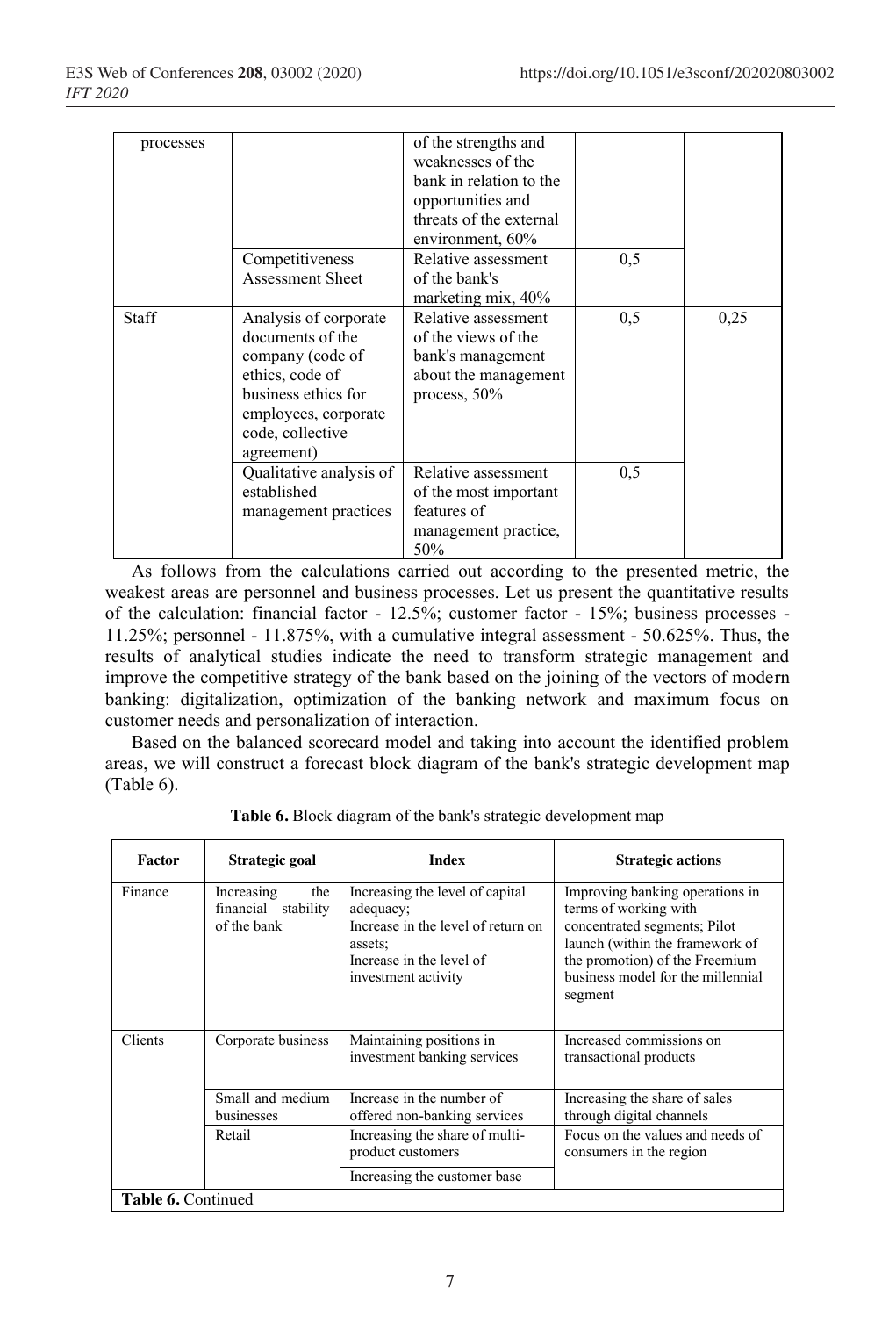| | | | | |
|---|---|---|---|---|
| processes | | of the strengths and weaknesses of the bank in relation to the opportunities and threats of the external environment, 60% | | |
| | Competitiveness Assessment Sheet | Relative assessment of the bank's marketing mix, 40% | 0,5 | |
| Staff | Analysis of corporate documents of the company (code of ethics, code of business ethics for employees, corporate code, collective agreement) | Relative assessment of the views of the bank's management about the management process, 50% | 0,5 | 0,25 |
| | Qualitative analysis of established management practices | Relative assessment of the most important features of management practice, 50% | 0,5 | |

As follows from the calculations carried out according to the presented metric, the weakest areas are personnel and business processes. Let us present the quantitative results of the calculation: financial factor - 12.5%; customer factor - 15%; business processes - 11.25%; personnel - 11.875%, with a cumulative integral assessment - 50.625%. Thus, the results of analytical studies indicate the need to transform strategic management and improve the competitive strategy of the bank based on the joining of the vectors of modern banking: digitalization, optimization of the banking network and maximum focus on customer needs and personalization of interaction.

Based on the balanced scorecard model and taking into account the identified problem areas, we will construct a forecast block diagram of the bank's strategic development map (Table 6).

**Table 6.** Block diagram of the bank's strategic development map

| Factor | Strategic goal | Index | Strategic actions |
|---|---|---|---|
| Finance | Increasing the financial stability of the bank | Increasing the level of capital adequacy; Increase in the level of return on assets; Increase in the level of investment activity | Improving banking operations in terms of working with concentrated segments; Pilot launch (within the framework of the promotion) of the Freemium business model for the millennial segment |
| Clients | Corporate business | Maintaining positions in investment banking services | Increased commissions on transactional products |
| | Small and medium businesses | Increase in the number of offered non-banking services | Increasing the share of sales through digital channels |
| | Retail | Increasing the share of multi-product customers | Focus on the values and needs of consumers in the region |
| | | Increasing the customer base | |

**Table 6.** Continued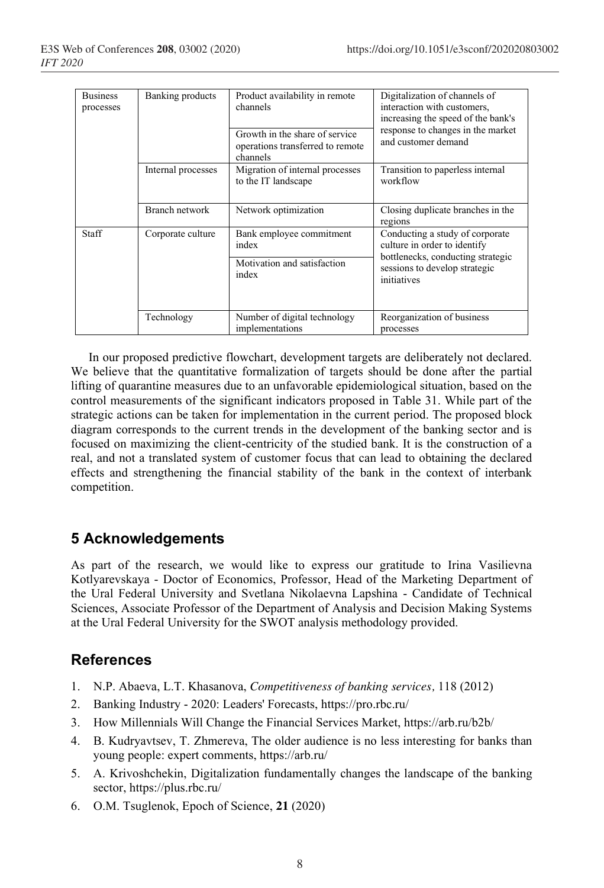| Business processes | Banking products | Product availability in remote channels | Digitalization of channels of interaction with customers, increasing the speed of the bank's response to changes in the market and customer demand |
|---|---|---|---|
| | | Growth in the share of service operations transferred to remote channels | |
| | Internal processes | Migration of internal processes to the IT landscape | Transition to paperless internal workflow |
| | Branch network | Network optimization | Closing duplicate branches in the regions |
| Staff | Corporate culture | Bank employee commitment index | Conducting a study of corporate culture in order to identify bottlenecks, conducting strategic sessions to develop strategic initiatives |
| | | Motivation and satisfaction index | |
| | Technology | Number of digital technology implementations | Reorganization of business processes |

In our proposed predictive flowchart, development targets are deliberately not declared. We believe that the quantitative formalization of targets should be done after the partial lifting of quarantine measures due to an unfavorable epidemiological situation, based on the control measurements of the significant indicators proposed in Table 31. While part of the strategic actions can be taken for implementation in the current period. The proposed block diagram corresponds to the current trends in the development of the banking sector and is focused on maximizing the client-centricity of the studied bank. It is the construction of a real, and not a translated system of customer focus that can lead to obtaining the declared effects and strengthening the financial stability of the bank in the context of interbank competition.

## 5 Acknowledgements

As part of the research, we would like to express our gratitude to Irina Vasilievna Kotlyarevskaya - Doctor of Economics, Professor, Head of the Marketing Department of the Ural Federal University and Svetlana Nikolaevna Lapshina - Candidate of Technical Sciences, Associate Professor of the Department of Analysis and Decision Making Systems at the Ural Federal University for the SWOT analysis methodology provided.

## References

1. N.P. Abaeva, L.T. Khasanova, *Competitiveness of banking services,* 118 (2012)
2. Banking Industry - 2020: Leaders' Forecasts, https://pro.rbc.ru/
3. How Millennials Will Change the Financial Services Market, https://arb.ru/b2b/
4. B. Kudryavtsev, T. Zhmereva, The older audience is no less interesting for banks than young people: expert comments, https://arb.ru/
5. A. Krivoshchekin, Digitalization fundamentally changes the landscape of the banking sector, https://plus.rbc.ru/
6. O.M. Tsuglenok, Epoch of Science, **21** (2020)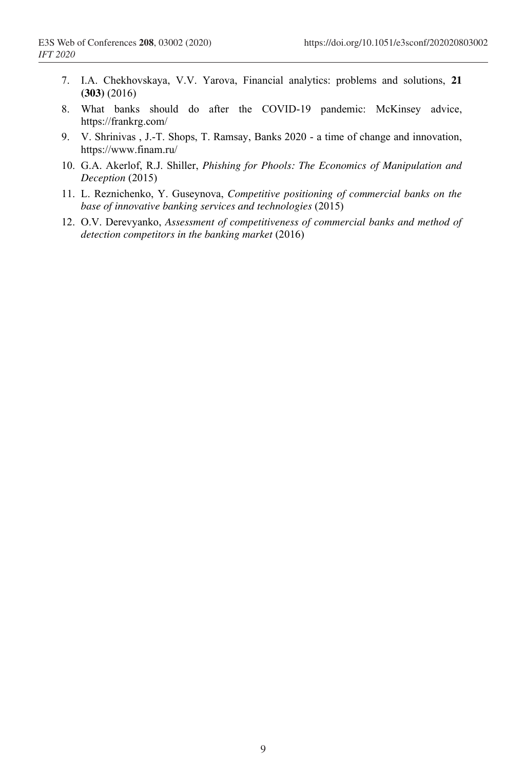7. I.A. Chekhovskaya, V.V. Yarova, Financial analytics: problems and solutions, **21 (303)** (2016)
8. What banks should do after the COVID-19 pandemic: McKinsey advice, https://frankrg.com/
9. V. Shrinivas , J.-T. Shops, T. Ramsay, Banks 2020 - a time of change and innovation, https://www.finam.ru/
10. G.A. Akerlof, R.J. Shiller, *Phishing for Phools: The Economics of Manipulation and Deception* (2015)
11. L. Reznichenko, Y. Guseynova, *Competitive positioning of commercial banks on the base of innovative banking services and technologies* (2015)
12. O.V. Derevyanko, *Assessment of competitiveness of commercial banks and method of detection competitors in the banking market* (2016)